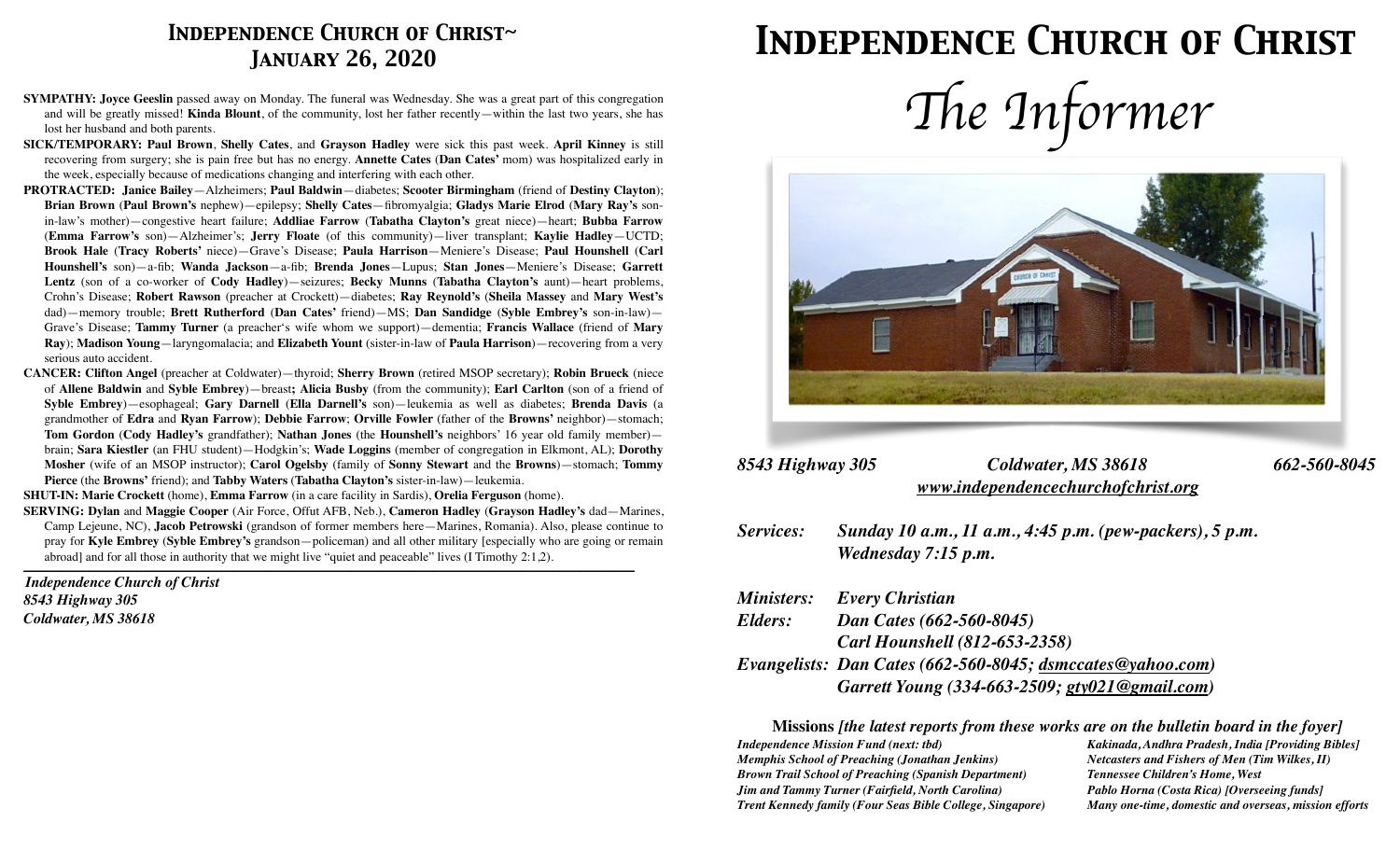## Independence Church of Christ~ January 26, 2020

**SYMPATHY: Joyce Geeslin** passed away on Monday. The funeral was Wednesday. She was a great part of this congregation and will be greatly missed! **Kinda Blount**, of the community, lost her father recently—within the last two years, she has lost her husband and both parents.

**SICK/TEMPORARY: Paul Brown**, **Shelly Cates**, and **Grayson Hadley** were sick this past week. **April Kinney** is still recovering from surgery; she is pain free but has no energy. **Annette Cates** (**Dan Cates'** mom) was hospitalized early in the week, especially because of medications changing and interfering with each other.

**PROTRACTED: Janice Bailey**—Alzheimers; **Paul Baldwin**—diabetes; **Scooter Birmingham** (friend of **Destiny Clayton**); **Brian Brown** (**Paul Brown's** nephew)—epilepsy; **Shelly Cates**—fibromyalgia; **Gladys Marie Elrod** (**Mary Ray's** son-in-law's mother)—congestive heart failure; **Addliae Farrow** (**Tabatha Clayton's** great niece)—heart; **Bubba Farrow** (**Emma Farrow's** son)—Alzheimer's; **Jerry Floate** (of this community)—liver transplant; **Kaylie Hadley**—UCTD; **Brook Hale** (**Tracy Roberts'** niece)—Grave's Disease; **Paula Harrison**—Meniere's Disease; **Paul Hounshell** (**Carl Hounshell's** son)—a-fib; **Wanda Jackson**—a-fib; **Brenda Jones**—Lupus; **Stan Jones**—Meniere's Disease; **Garrett Lentz** (son of a co-worker of **Cody Hadley**)—seizures; **Becky Munns** (**Tabatha Clayton's** aunt)—heart problems, Crohn's Disease; **Robert Rawson** (preacher at Crockett)—diabetes; **Ray Reynold's** (**Sheila Massey** and **Mary West's** dad)—memory trouble; **Brett Rutherford** (**Dan Cates'** friend)—MS; **Dan Sandidge** (**Syble Embrey's** son-in-law)—Grave's Disease; **Tammy Turner** (a preacher's wife whom we support)—dementia; **Francis Wallace** (friend of **Mary Ray**); **Madison Young**—laryngomalacia; and **Elizabeth Yount** (sister-in-law of **Paula Harrison**)—recovering from a very serious auto accident.

**CANCER: Clifton Angel** (preacher at Coldwater)—thyroid; **Sherry Brown** (retired MSOP secretary); **Robin Brueck** (niece of **Allene Baldwin** and **Syble Embrey**)—breast**; Alicia Busby** (from the community); **Earl Carlton** (son of a friend of **Syble Embrey**)—esophageal; **Gary Darnell** (**Ella Darnell's** son)—leukemia as well as diabetes; **Brenda Davis** (a grandmother of **Edra** and **Ryan Farrow**); **Debbie Farrow**; **Orville Fowler** (father of the **Browns'** neighbor)—stomach; **Tom Gordon** (**Cody Hadley's** grandfather); **Nathan Jones** (the **Hounshell's** neighbors' 16 year old family member)—brain; **Sara Kiestler** (an FHU student)—Hodgkin's; **Wade Loggins** (member of congregation in Elkmont, AL); **Dorothy Mosher** (wife of an MSOP instructor); **Carol Ogelsby** (family of **Sonny Stewart** and the **Browns**)—stomach; **Tommy Pierce** (the **Browns'** friend); and **Tabby Waters** (**Tabatha Clayton's** sister-in-law)—leukemia.

**SHUT-IN: Marie Crockett** (home), **Emma Farrow** (in a care facility in Sardis), **Orelia Ferguson** (home).

**SERVING: Dylan** and **Maggie Cooper** (Air Force, Offut AFB, Neb.), **Cameron Hadley** (**Grayson Hadley's** dad—Marines, Camp Lejeune, NC), **Jacob Petrowski** (grandson of former members here—Marines, Romania). Also, please continue to pray for **Kyle Embrey** (**Syble Embrey's** grandson—policeman) and all other military [especially who are going or remain abroad] and for all those in authority that we might live "quiet and peaceable" lives (I Timothy 2:1,2).

*Independence Church of Christ*
*8543 Highway 305*
*Coldwater, MS 38618*

# Independence Church of Christ

# *The Informer*

***8543 Highway 305 — Coldwater, MS 38618 — 662-560-8045***
***www.independencechurchofchrist.org***

***Services:*** ***Sunday 10 a.m., 11 a.m., 4:45 p.m. (pew-packers), 5 p.m.***
***Wednesday 7:15 p.m.***

***Ministers:*** ***Every Christian***
***Elders:*** ***Dan Cates (662-560-8045)***
***Carl Hounshell (812-653-2358)***
***Evangelists:*** ***Dan Cates (662-560-8045; dsmccates@yahoo.com)***
***Garrett Young (334-663-2509; gty021@gmail.com)***

**Missions** ***[the latest reports from these works are on the bulletin board in the foyer]***

- *Independence Mission Fund (next: tbd)*
- *Memphis School of Preaching (Jonathan Jenkins)*
- *Brown Trail School of Preaching (Spanish Department)*
- *Jim and Tammy Turner (Fairfield, North Carolina)*
- *Trent Kennedy family (Four Seas Bible College, Singapore)*
- *Kakinada, Andhra Pradesh, India [Providing Bibles]*
- *Netcasters and Fishers of Men (Tim Wilkes, II)*
- *Tennessee Children's Home, West*
- *Pablo Horna (Costa Rica) [Overseeing funds]*
- *Many one-time, domestic and overseas, mission efforts*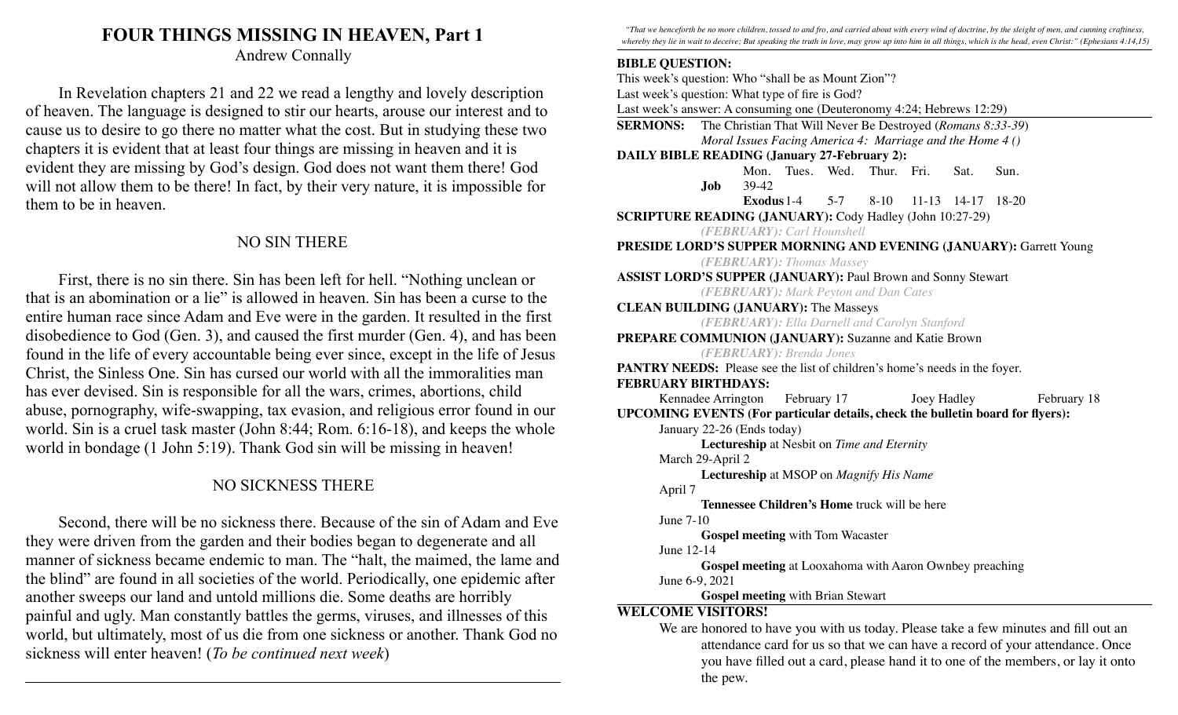# FOUR THINGS MISSING IN HEAVEN, Part 1

Andrew Connally

In Revelation chapters 21 and 22 we read a lengthy and lovely description of heaven. The language is designed to stir our hearts, arouse our interest and to cause us to desire to go there no matter what the cost. But in studying these two chapters it is evident that at least four things are missing in heaven and it is evident they are missing by God's design. God does not want them there! God will not allow them to be there! In fact, by their very nature, it is impossible for them to be in heaven.

## NO SIN THERE

First, there is no sin there. Sin has been left for hell. "Nothing unclean or that is an abomination or a lie" is allowed in heaven. Sin has been a curse to the entire human race since Adam and Eve were in the garden. It resulted in the first disobedience to God (Gen. 3), and caused the first murder (Gen. 4), and has been found in the life of every accountable being ever since, except in the life of Jesus Christ, the Sinless One. Sin has cursed our world with all the immoralities man has ever devised. Sin is responsible for all the wars, crimes, abortions, child abuse, pornography, wife-swapping, tax evasion, and religious error found in our world. Sin is a cruel task master (John 8:44; Rom. 6:16-18), and keeps the whole world in bondage (1 John 5:19). Thank God sin will be missing in heaven!

## NO SICKNESS THERE

Second, there will be no sickness there. Because of the sin of Adam and Eve they were driven from the garden and their bodies began to degenerate and all manner of sickness became endemic to man. The "halt, the maimed, the lame and the blind" are found in all societies of the world. Periodically, one epidemic after another sweeps our land and untold millions die. Some deaths are horribly painful and ugly. Man constantly battles the germs, viruses, and illnesses of this world, but ultimately, most of us die from one sickness or another. Thank God no sickness will enter heaven! (*To be continued next week*)

---

*"That we henceforth be no more children, tossed to and fro, and carried about with every wind of doctrine, by the sleight of men, and cunning craftiness, whereby they lie in wait to deceive; But speaking the truth in love, may grow up into him in all things, which is the head, even Christ:" (Ephesians 4:14,15)*

**BIBLE QUESTION:**
This week's question: Who "shall be as Mount Zion"?
Last week's question: What type of fire is God?
Last week's answer: A consuming one (Deuteronomy 4:24; Hebrews 12:29)

**SERMONS:** The Christian That Will Never Be Destroyed (*Romans 8:33-39*)
*Moral Issues Facing America 4: Marriage and the Home 4 ()*

**DAILY BIBLE READING (January 27-February 2):**

| | Mon. | Tues. | Wed. | Thur. | Fri. | Sat. | Sun. |
|---|---|---|---|---|---|---|---|
| **Job** | 39-42 | | | | | | |
| **Exodus** | | 1-4 | 5-7 | 8-10 | 11-13 | 14-17 | 18-20 |

**SCRIPTURE READING (JANUARY):** Cody Hadley (John 10:27-29)
***(FEBRUARY):*** *Carl Hounshell*

**PRESIDE LORD'S SUPPER MORNING AND EVENING (JANUARY):** Garrett Young
***(FEBRUARY):*** *Thomas Massey*

**ASSIST LORD'S SUPPER (JANUARY):** Paul Brown and Sonny Stewart
***(FEBRUARY):*** *Mark Peyton and Dan Cates*

**CLEAN BUILDING (JANUARY):** The Masseys
***(FEBRUARY):*** *Ella Darnell and Carolyn Stanford*

**PREPARE COMMUNION (JANUARY):** Suzanne and Katie Brown
***(FEBRUARY):*** *Brenda Jones*

**PANTRY NEEDS:** Please see the list of children's home's needs in the foyer.

**FEBRUARY BIRTHDAYS:**
Kennadee Arrington February 17 Joey Hadley February 18

**UPCOMING EVENTS (For particular details, check the bulletin board for flyers):**

January 22-26 (Ends today)
**Lectureship** at Nesbit on *Time and Eternity*

March 29-April 2
**Lectureship** at MSOP on *Magnify His Name*

April 7
**Tennessee Children's Home** truck will be here

June 7-10
**Gospel meeting** with Tom Wacaster

June 12-14
**Gospel meeting** at Looxahoma with Aaron Ownbey preaching

June 6-9, 2021
**Gospel meeting** with Brian Stewart

**WELCOME VISITORS!**

We are honored to have you with us today. Please take a few minutes and fill out an attendance card for us so that we can have a record of your attendance. Once you have filled out a card, please hand it to one of the members, or lay it onto the pew.